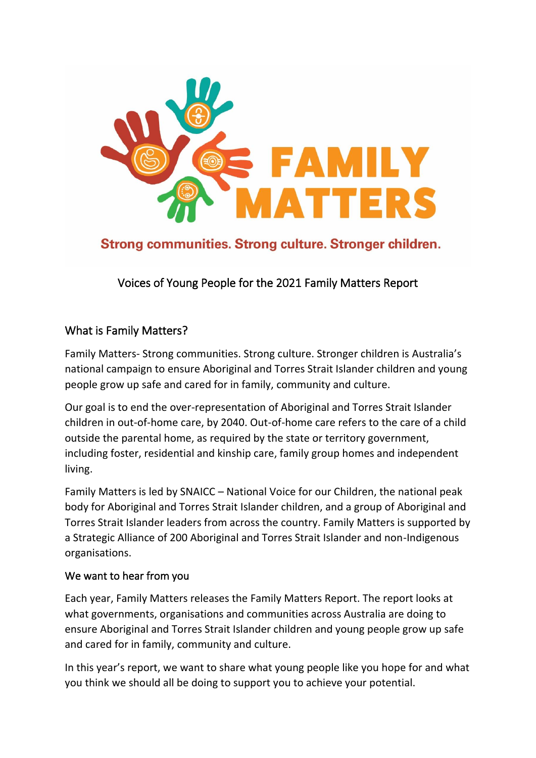FAMILY MATTERS

Strong communities. Strong culture. Stronger children.

# Voices of Young People for the 2021 Family Matters Report

## What is Family Matters?

Family Matters- Strong communities. Strong culture. Stronger children is Australia's national campaign to ensure Aboriginal and Torres Strait Islander children and young people grow up safe and cared for in family, community and culture.

Our goal is to end the over-representation of Aboriginal and Torres Strait Islander children in out-of-home care, by 2040. Out-of-home care refers to the care of a child outside the parental home, as required by the state or territory government, including foster, residential and kinship care, family group homes and independent living.

Family Matters is led by SNAICC – National Voice for our Children, the national peak body for Aboriginal and Torres Strait Islander children, and a group of Aboriginal and Torres Strait Islander leaders from across the country. Family Matters is supported by a Strategic Alliance of 200 Aboriginal and Torres Strait Islander and non-Indigenous organisations.

### We want to hear from you

Each year, Family Matters releases the Family Matters Report. The report looks at what governments, organisations and communities across Australia are doing to ensure Aboriginal and Torres Strait Islander children and young people grow up safe and cared for in family, community and culture.

In this year's report, we want to share what young people like you hope for and what you think we should all be doing to support you to achieve your potential.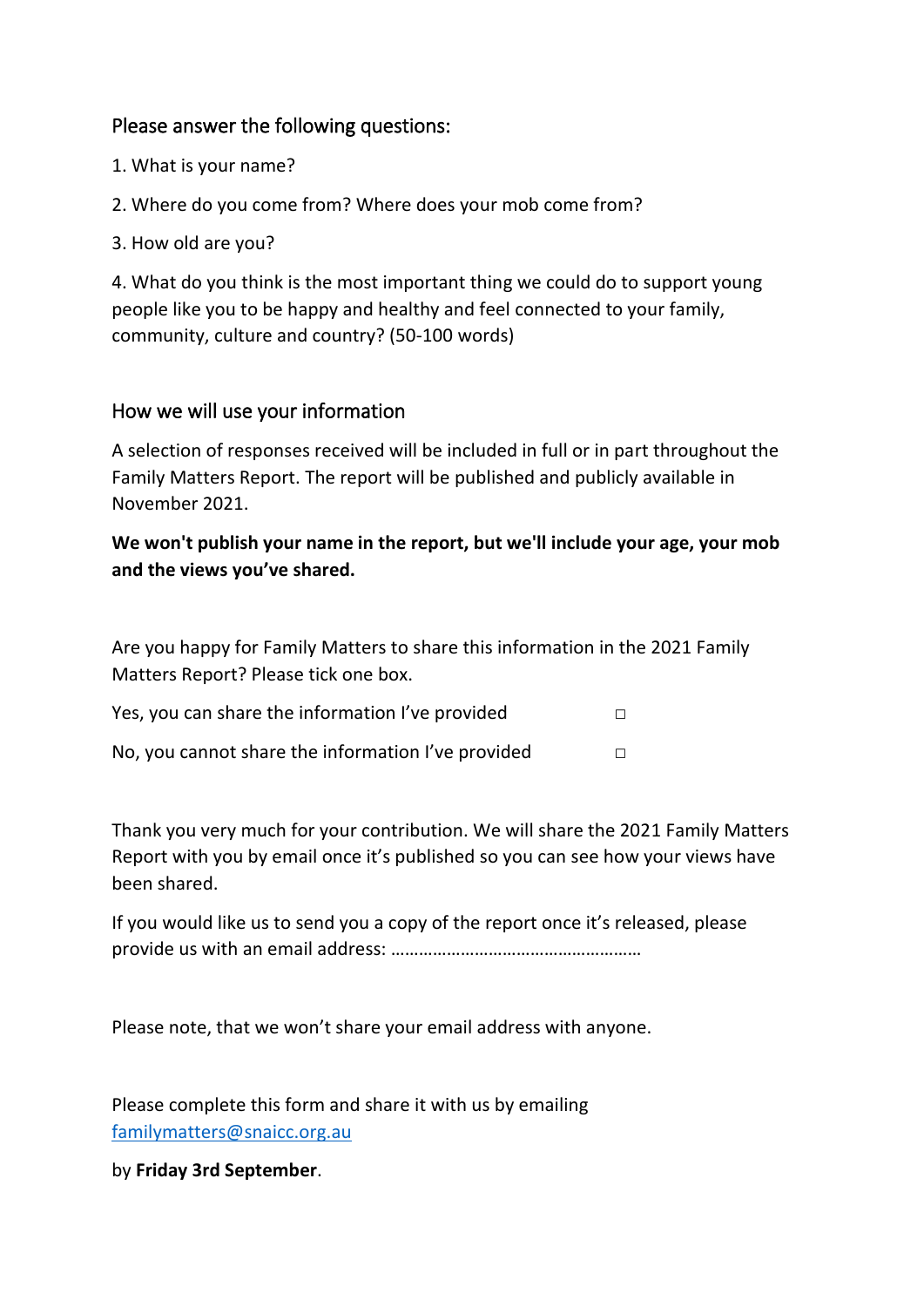## Please answer the following questions:

1. What is your name?
2. Where do you come from? Where does your mob come from?
3. How old are you?
4. What do you think is the most important thing we could do to support young people like you to be happy and healthy and feel connected to your family, community, culture and country? (50-100 words)

## How we will use your information

A selection of responses received will be included in full or in part throughout the Family Matters Report. The report will be published and publicly available in November 2021.

**We won't publish your name in the report, but we'll include your age, your mob and the views you've shared.**

Are you happy for Family Matters to share this information in the 2021 Family Matters Report? Please tick one box.

Yes, you can share the information I've provided □

No, you cannot share the information I've provided □

Thank you very much for your contribution. We will share the 2021 Family Matters Report with you by email once it's published so you can see how your views have been shared.

If you would like us to send you a copy of the report once it's released, please provide us with an email address: ……………………………………………

Please note, that we won't share your email address with anyone.

Please complete this form and share it with us by emailing [familymatters@snaicc.org.au](mailto:familymatters@snaicc.org.au)

by **Friday 3rd September**.